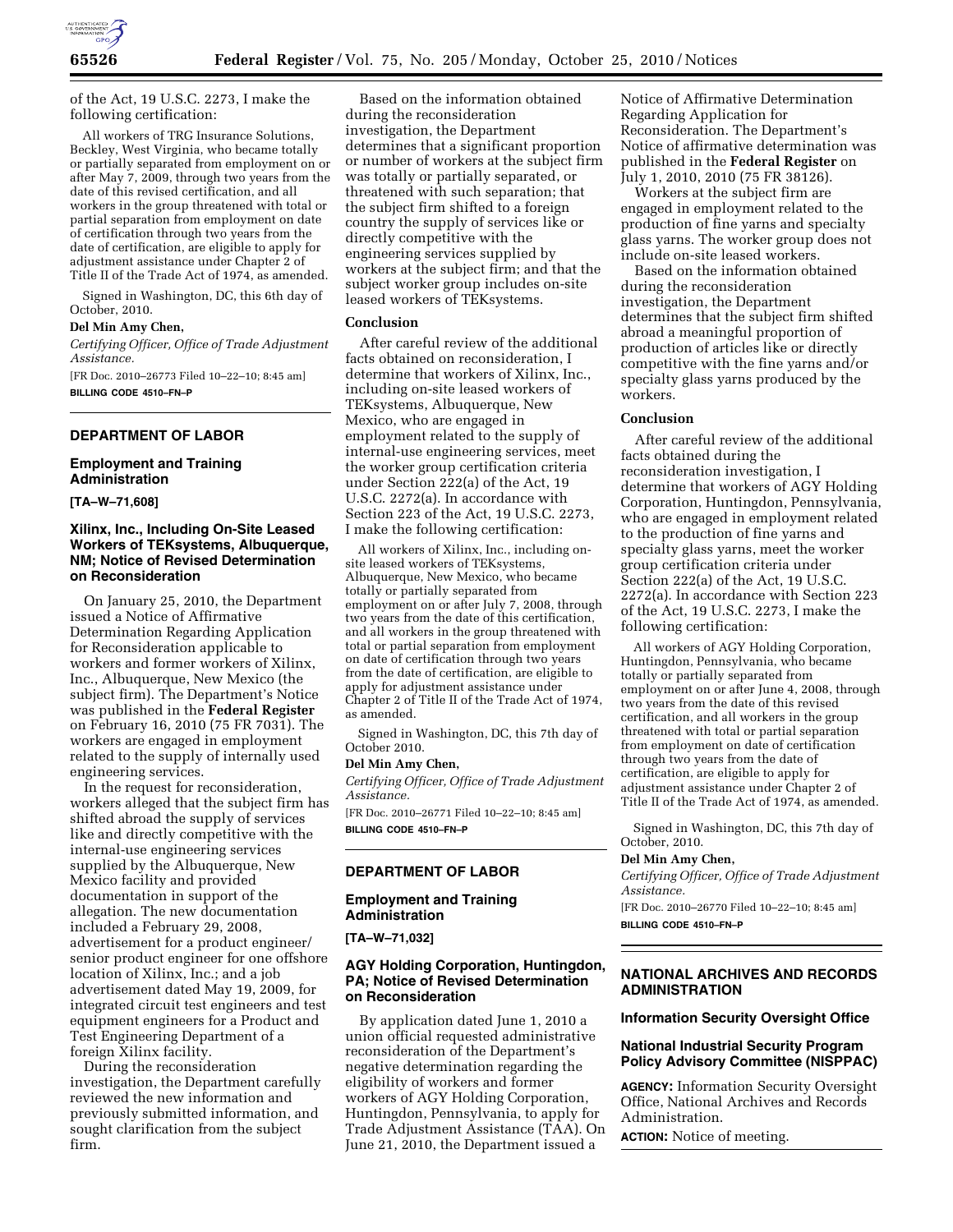of the Act, 19 U.S.C. 2273, I make the following certification:

All workers of TRG Insurance Solutions, Beckley, West Virginia, who became totally or partially separated from employment on or after May 7, 2009, through two years from the date of this revised certification, and all workers in the group threatened with total or partial separation from employment on date of certification through two years from the date of certification, are eligible to apply for adjustment assistance under Chapter 2 of Title II of the Trade Act of 1974, as amended.

Signed in Washington, DC, this 6th day of October, 2010.

**Del Min Amy Chen,**

*Certifying Officer, Office of Trade Adjustment Assistance.*

[FR Doc. 2010–26773 Filed 10–22–10; 8:45 am]

**BILLING CODE 4510–FN–P**

## DEPARTMENT OF LABOR

### Employment and Training Administration

**[TA–W–71,608]**

### Xilinx, Inc., Including On-Site Leased Workers of TEKsystems, Albuquerque, NM; Notice of Revised Determination on Reconsideration

On January 25, 2010, the Department issued a Notice of Affirmative Determination Regarding Application for Reconsideration applicable to workers and former workers of Xilinx, Inc., Albuquerque, New Mexico (the subject firm). The Department's Notice was published in the **Federal Register** on February 16, 2010 (75 FR 7031). The workers are engaged in employment related to the supply of internally used engineering services.

In the request for reconsideration, workers alleged that the subject firm has shifted abroad the supply of services like and directly competitive with the internal-use engineering services supplied by the Albuquerque, New Mexico facility and provided documentation in support of the allegation. The new documentation included a February 29, 2008, advertisement for a product engineer/senior product engineer for one offshore location of Xilinx, Inc.; and a job advertisement dated May 19, 2009, for integrated circuit test engineers and test equipment engineers for a Product and Test Engineering Department of a foreign Xilinx facility.

During the reconsideration investigation, the Department carefully reviewed the new information and previously submitted information, and sought clarification from the subject firm.

Based on the information obtained during the reconsideration investigation, the Department determines that a significant proportion or number of workers at the subject firm was totally or partially separated, or threatened with such separation; that the subject firm shifted to a foreign country the supply of services like or directly competitive with the engineering services supplied by workers at the subject firm; and that the subject worker group includes on-site leased workers of TEKsystems.

#### Conclusion

After careful review of the additional facts obtained on reconsideration, I determine that workers of Xilinx, Inc., including on-site leased workers of TEKsystems, Albuquerque, New Mexico, who are engaged in employment related to the supply of internal-use engineering services, meet the worker group certification criteria under Section 222(a) of the Act, 19 U.S.C. 2272(a). In accordance with Section 223 of the Act, 19 U.S.C. 2273, I make the following certification:

All workers of Xilinx, Inc., including on-site leased workers of TEKsystems, Albuquerque, New Mexico, who became totally or partially separated from employment on or after July 7, 2008, through two years from the date of this certification, and all workers in the group threatened with total or partial separation from employment on date of certification through two years from the date of certification, are eligible to apply for adjustment assistance under Chapter 2 of Title II of the Trade Act of 1974, as amended.

Signed in Washington, DC, this 7th day of October 2010.

**Del Min Amy Chen,**

*Certifying Officer, Office of Trade Adjustment Assistance.*

[FR Doc. 2010–26771 Filed 10–22–10; 8:45 am]

**BILLING CODE 4510–FN–P**

## DEPARTMENT OF LABOR

### Employment and Training Administration

**[TA–W–71,032]**

### AGY Holding Corporation, Huntingdon, PA; Notice of Revised Determination on Reconsideration

By application dated June 1, 2010 a union official requested administrative reconsideration of the Department's negative determination regarding the eligibility of workers and former workers of AGY Holding Corporation, Huntingdon, Pennsylvania, to apply for Trade Adjustment Assistance (TAA). On June 21, 2010, the Department issued a Notice of Affirmative Determination Regarding Application for Reconsideration. The Department's Notice of affirmative determination was published in the **Federal Register** on July 1, 2010, 2010 (75 FR 38126).

Workers at the subject firm are engaged in employment related to the production of fine yarns and specialty glass yarns. The worker group does not include on-site leased workers.

Based on the information obtained during the reconsideration investigation, the Department determines that the subject firm shifted abroad a meaningful proportion of production of articles like or directly competitive with the fine yarns and/or specialty glass yarns produced by the workers.

#### Conclusion

After careful review of the additional facts obtained during the reconsideration investigation, I determine that workers of AGY Holding Corporation, Huntingdon, Pennsylvania, who are engaged in employment related to the production of fine yarns and specialty glass yarns, meet the worker group certification criteria under Section 222(a) of the Act, 19 U.S.C. 2272(a). In accordance with Section 223 of the Act, 19 U.S.C. 2273, I make the following certification:

All workers of AGY Holding Corporation, Huntingdon, Pennsylvania, who became totally or partially separated from employment on or after June 4, 2008, through two years from the date of this revised certification, and all workers in the group threatened with total or partial separation from employment on date of certification through two years from the date of certification, are eligible to apply for adjustment assistance under Chapter 2 of Title II of the Trade Act of 1974, as amended.

Signed in Washington, DC, this 7th day of October, 2010.

**Del Min Amy Chen,**

*Certifying Officer, Office of Trade Adjustment Assistance.*

[FR Doc. 2010–26770 Filed 10–22–10; 8:45 am]

**BILLING CODE 4510–FN–P**

## NATIONAL ARCHIVES AND RECORDS ADMINISTRATION

### Information Security Oversight Office

### National Industrial Security Program Policy Advisory Committee (NISPPAC)

**AGENCY:** Information Security Oversight Office, National Archives and Records Administration.

**ACTION:** Notice of meeting.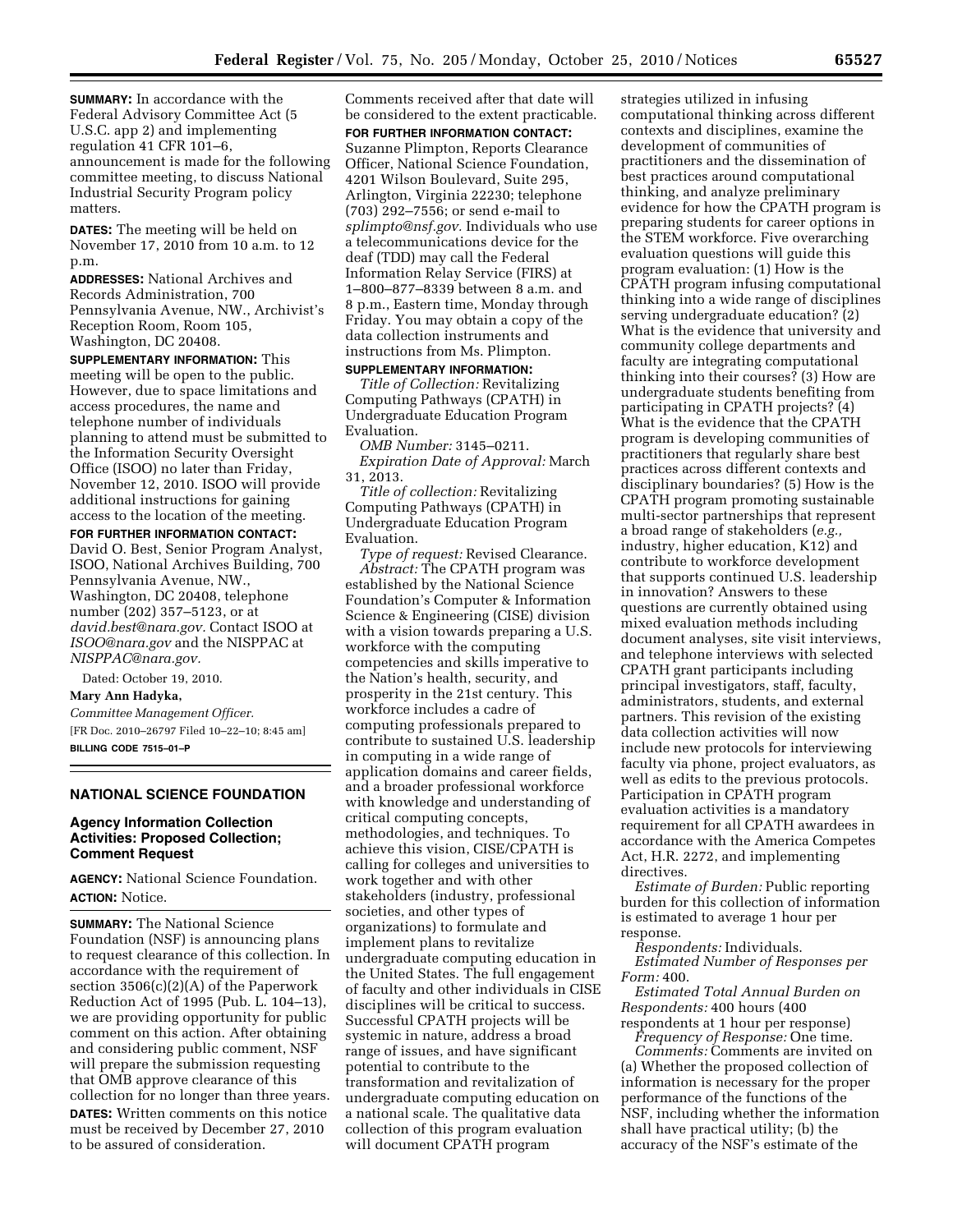**SUMMARY:** In accordance with the Federal Advisory Committee Act (5 U.S.C. app 2) and implementing regulation 41 CFR 101–6, announcement is made for the following committee meeting, to discuss National Industrial Security Program policy matters.

**DATES:** The meeting will be held on November 17, 2010 from 10 a.m. to 12 p.m.

**ADDRESSES:** National Archives and Records Administration, 700 Pennsylvania Avenue, NW., Archivist's Reception Room, Room 105, Washington, DC 20408.

**SUPPLEMENTARY INFORMATION:** This meeting will be open to the public. However, due to space limitations and access procedures, the name and telephone number of individuals planning to attend must be submitted to the Information Security Oversight Office (ISOO) no later than Friday, November 12, 2010. ISOO will provide additional instructions for gaining access to the location of the meeting.

**FOR FURTHER INFORMATION CONTACT:** David O. Best, Senior Program Analyst, ISOO, National Archives Building, 700 Pennsylvania Avenue, NW., Washington, DC 20408, telephone number (202) 357–5123, or at *david.best@nara.gov*. Contact ISOO at *ISOO@nara.gov* and the NISPPAC at *NISPPAC@nara.gov*.

Dated: October 19, 2010.

**Mary Ann Hadyka,**

*Committee Management Officer.*

[FR Doc. 2010–26797 Filed 10–22–10; 8:45 am]

**BILLING CODE 7515–01–P**

## NATIONAL SCIENCE FOUNDATION

### Agency Information Collection Activities: Proposed Collection; Comment Request

**AGENCY:** National Science Foundation.

**ACTION:** Notice.

**SUMMARY:** The National Science Foundation (NSF) is announcing plans to request clearance of this collection. In accordance with the requirement of section 3506(c)(2)(A) of the Paperwork Reduction Act of 1995 (Pub. L. 104–13), we are providing opportunity for public comment on this action. After obtaining and considering public comment, NSF will prepare the submission requesting that OMB approve clearance of this collection for no longer than three years.

**DATES:** Written comments on this notice must be received by December 27, 2010 to be assured of consideration. Comments received after that date will be considered to the extent practicable.

**FOR FURTHER INFORMATION CONTACT:** Suzanne Plimpton, Reports Clearance Officer, National Science Foundation, 4201 Wilson Boulevard, Suite 295, Arlington, Virginia 22230; telephone (703) 292–7556; or send e-mail to *splimpto@nsf.gov*. Individuals who use a telecommunications device for the deaf (TDD) may call the Federal Information Relay Service (FIRS) at 1–800–877–8339 between 8 a.m. and 8 p.m., Eastern time, Monday through Friday. You may obtain a copy of the data collection instruments and instructions from Ms. Plimpton.

**SUPPLEMENTARY INFORMATION:**

*Title of Collection:* Revitalizing Computing Pathways (CPATH) in Undergraduate Education Program Evaluation.

*OMB Number:* 3145–0211.

*Expiration Date of Approval:* March 31, 2013.

*Title of collection:* Revitalizing Computing Pathways (CPATH) in Undergraduate Education Program Evaluation.

*Type of request:* Revised Clearance.

*Abstract:* The CPATH program was established by the National Science Foundation's Computer & Information Science & Engineering (CISE) division with a vision towards preparing a U.S. workforce with the computing competencies and skills imperative to the Nation's health, security, and prosperity in the 21st century. This workforce includes a cadre of computing professionals prepared to contribute to sustained U.S. leadership in computing in a wide range of application domains and career fields, and a broader professional workforce with knowledge and understanding of critical computing concepts, methodologies, and techniques. To achieve this vision, CISE/CPATH is calling for colleges and universities to work together and with other stakeholders (industry, professional societies, and other types of organizations) to formulate and implement plans to revitalize undergraduate computing education in the United States. The full engagement of faculty and other individuals in CISE disciplines will be critical to success. Successful CPATH projects will be systemic in nature, address a broad range of issues, and have significant potential to contribute to the transformation and revitalization of undergraduate computing education on a national scale. The qualitative data collection of this program evaluation will document CPATH program strategies utilized in infusing computational thinking across different contexts and disciplines, examine the development of communities of practitioners and the dissemination of best practices around computational thinking, and analyze preliminary evidence for how the CPATH program is preparing students for career options in the STEM workforce. Five overarching evaluation questions will guide this program evaluation: (1) How is the CPATH program infusing computational thinking into a wide range of disciplines serving undergraduate education? (2) What is the evidence that university and community college departments and faculty are integrating computational thinking into their courses? (3) How are undergraduate students benefiting from participating in CPATH projects? (4) What is the evidence that the CPATH program is developing communities of practitioners that regularly share best practices across different contexts and disciplinary boundaries? (5) How is the CPATH program promoting sustainable multi-sector partnerships that represent a broad range of stakeholders (*e.g.,* industry, higher education, K12) and contribute to workforce development that supports continued U.S. leadership in innovation? Answers to these questions are currently obtained using mixed evaluation methods including document analyses, site visit interviews, and telephone interviews with selected CPATH grant participants including principal investigators, staff, faculty, administrators, students, and external partners. This revision of the existing data collection activities will now include new protocols for interviewing faculty via phone, project evaluators, as well as edits to the previous protocols. Participation in CPATH program evaluation activities is a mandatory requirement for all CPATH awardees in accordance with the America Competes Act, H.R. 2272, and implementing directives.

*Estimate of Burden:* Public reporting burden for this collection of information is estimated to average 1 hour per response.

*Respondents:* Individuals.

*Estimated Number of Responses per Form:* 400.

*Estimated Total Annual Burden on Respondents:* 400 hours (400 respondents at 1 hour per response)

*Frequency of Response:* One time.

*Comments:* Comments are invited on (a) Whether the proposed collection of information is necessary for the proper performance of the functions of the NSF, including whether the information shall have practical utility; (b) the accuracy of the NSF's estimate of the